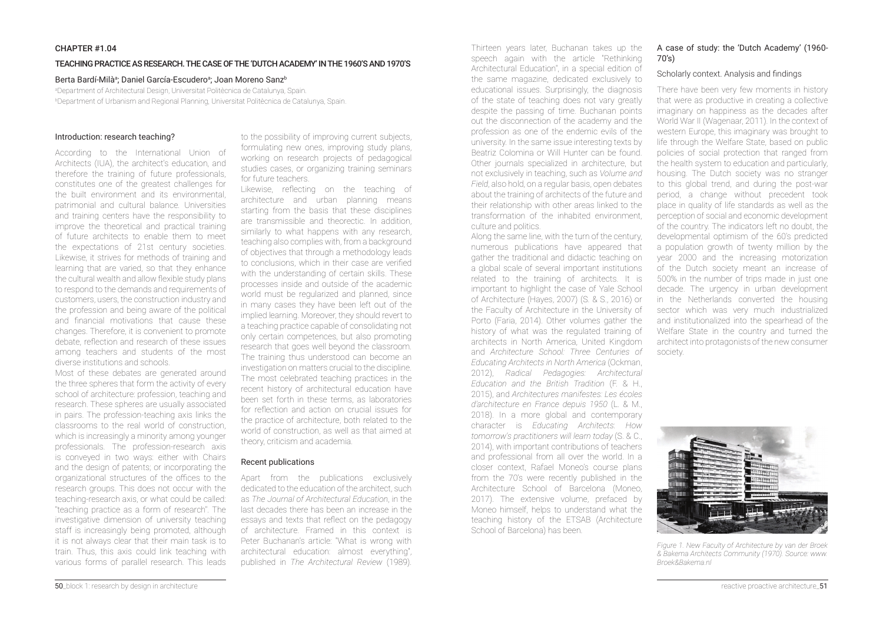CHAPTER #1.04

# TEACHING PRACTICE AS RESEARCH. THE CASE OF THE 'DUTCH ACADEMY' IN THE 1960'S AND 1970'S

Berta Bardí-Milà[a]; Daniel García-Escudero[a]; Joan Moreno Sanz[b]

[a]Department of Architectural Design, Universitat Politècnica de Catalunya, Spain.
[b]Department of Urbanism and Regional Planning, Universitat Politècnica de Catalunya, Spain.

## Introduction: research teaching?

According to the International Union of Architects (IUA), the architect's education, and therefore the training of future professionals, constitutes one of the greatest challenges for the built environment and its environmental, patrimonial and cultural balance. Universities and training centers have the responsibility to improve the theoretical and practical training of future architects to enable them to meet the expectations of 21st century societies. Likewise, it strives for methods of training and learning that are varied, so that they enhance the cultural wealth and allow flexible study plans to respond to the demands and requirements of customers, users, the construction industry and the profession and being aware of the political and financial motivations that cause these changes. Therefore, it is convenient to promote debate, reflection and research of these issues among teachers and students of the most diverse institutions and schools.

Most of these debates are generated around the three spheres that form the activity of every school of architecture: profession, teaching and research. These spheres are usually associated in pairs. The profession-teaching axis links the classrooms to the real world of construction, which is increasingly a minority among younger professionals. The profession-research axis is conveyed in two ways: either with Chairs and the design of patents; or incorporating the organizational structures of the offices to the research groups. This does not occur with the teaching-research axis, or what could be called: "teaching practice as a form of research". The investigative dimension of university teaching staff is increasingly being promoted, although it is not always clear that their main task is to train. Thus, this axis could link teaching with various forms of parallel research. This leads to the possibility of improving current subjects, formulating new ones, improving study plans, working on research projects of pedagogical studies cases, or organizing training seminars for future teachers.

Likewise, reflecting on the teaching of architecture and urban planning means starting from the basis that these disciplines are transmissible and theorectic. In addition, similarly to what happens with any research, teaching also complies with, from a background of objectives that through a methodology leads to conclusions, which in their case are verified with the understanding of certain skills. These processes inside and outside of the academic world must be regularized and planned, since in many cases they have been left out of the implied learning. Moreover, they should revert to a teaching practice capable of consolidating not only certain competences, but also promoting research that goes well beyond the classroom. The training thus understood can become an investigation on matters crucial to the discipline. The most celebrated teaching practices in the recent history of architectural education have been set forth in these terms, as laboratories for reflection and action on crucial issues for the practice of architecture, both related to the world of construction, as well as that aimed at theory, criticism and academia.

## Recent publications

Apart from the publications exclusively dedicated to the education of the architect, such as *The Journal of Architectural Education*, in the last decades there has been an increase in the essays and texts that reflect on the pedagogy of architecture. Framed in this context is Peter Buchanan's article: "What is wrong with architectural education: almost everything", published in *The Architectural Review* (1989). Thirteen years later, Buchanan takes up the speech again with the article "Rethinking Architectural Education", in a special edition of the same magazine, dedicated exclusively to educational issues. Surprisingly, the diagnosis of the state of teaching does not vary greatly despite the passing of time. Buchanan points out the disconnection of the academy and the profession as one of the endemic evils of the university. In the same issue interesting texts by Beatriz Colomina or Will Hunter can be found. Other journals specialized in architecture, but not exclusively in teaching, such as *Volume and Field*, also hold, on a regular basis, open debates about the training of architects of the future and their relationship with other areas linked to the transformation of the inhabited environment, culture and politics.

Along the same line, with the turn of the century, numerous publications have appeared that gather the traditional and didactic teaching on a global scale of several important institutions related to the training of architects. It is important to highlight the case of Yale School of Architecture (Hayes, 2007) (S. & S., 2016) or the Faculty of Architecture in the University of Porto (Faria, 2014). Other volumes gather the history of what was the regulated training of architects in North America, United Kingdom and *Architecture School: Three Centuries of Educating Architects in North America* (Ockman, 2012), *Radical Pedagogies: Architectural Education and the British Tradition* (F. & H., 2015), and *Architectures manifestes: Les écoles d'architecture en France depuis 1950* (L. & M., 2018). In a more global and contemporary character is *Educating Architects: How tomorrow's practitioners will learn today* (S. & C., 2014), with important contributions of teachers and professional from all over the world. In a closer context, Rafael Moneo's course plans from the 70's were recently published in the Architecture School of Barcelona (Moneo, 2017). The extensive volume, prefaced by Moneo himself, helps to understand what the teaching history of the ETSAB (Architecture School of Barcelona) has been.

## A case of study: the 'Dutch Academy' (1960-70's)

### Scholarly context. Analysis and findings

There have been very few moments in history that were as productive in creating a collective imaginary on happiness as the decades after World War II (Wagenaar, 2011). In the context of western Europe, this imaginary was brought to life through the Welfare State, based on public policies of social protection that ranged from the health system to education and particularly, housing. The Dutch society was no stranger to this global trend, and during the post-war period, a change without precedent took place in quality of life standards as well as the perception of social and economic development of the country. The indicators left no doubt, the developmental optimism of the 60's predicted a population growth of twenty million by the year 2000 and the increasing motorization of the Dutch society meant an increase of 500% in the number of trips made in just one decade. The urgency in urban development in the Netherlands converted the housing sector which was very much industrialized and institutionalized into the spearhead of the Welfare State in the country and turned the architect into protagonists of the new consumer society.

*Figure 1. New Faculty of Architecture by van der Broek & Bakema Architects Community (1970). Source: www.Broek&Bakema.nl*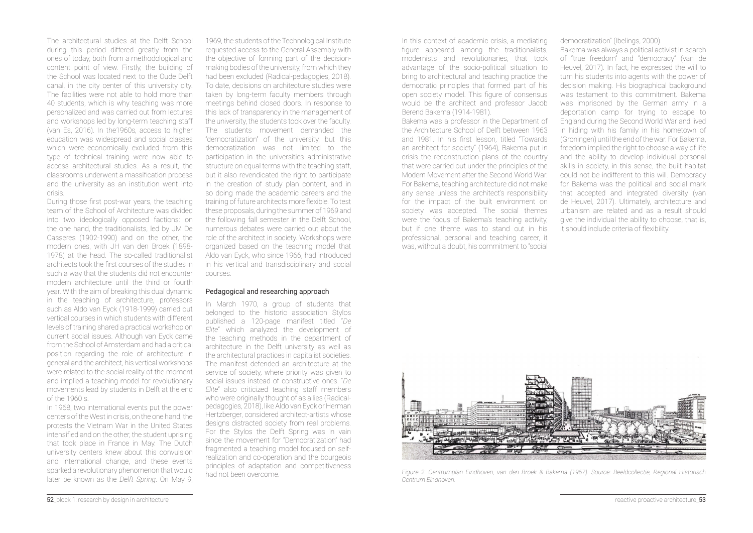The architectural studies at the Delft School during this period differed greatly from the ones of today, both from a methodological and content point of view. Firstly, the building of the School was located next to the Oude Delft canal, in the city center of this university city. The facilities were not able to hold more than 40 students, which is why teaching was more personalized and was carried out from lectures and workshops led by long-term teaching staff (van Es, 2016). In the1960s, access to higher education was widespread and social classes which were economically excluded from this type of technical training were now able to access architectural studies. As a result, the classrooms underwent a massification process and the university as an institution went into crisis.

During those first post-war years, the teaching team of the School of Architecture was divided into two ideologically opposed factions: on the one hand, the traditionalists, led by JM De Casseres (1902-1990) and on the other, the modern ones, with JH van den Broek (1898-1978) at the head. The so-called traditionalist architects took the first courses of the studies in such a way that the students did not encounter modern architecture until the third or fourth year. With the aim of breaking this dual dynamic in the teaching of architecture, professors such as Aldo van Eyck (1918-1999) carried out vertical courses in which students with different levels of training shared a practical workshop on current social issues. Although van Eyck came from the School of Amsterdam and had a critical position regarding the role of architecture in general and the architect, his vertical workshops were related to the social reality of the moment and implied a teaching model for revolutionary movements lead by students in Delft at the end of the 1960 s.

In 1968, two international events put the power centers of the West in crisis, on the one hand, the protests the Vietnam War in the United States intensified and on the other, the student uprising that took place in France in May. The Dutch university centers knew about this convulsion and international change, and these events sparked a revolutionary phenomenon that would later be known as the *Delft Spring*. On May 9, 1969, the students of the Technological Institute requested access to the General Assembly with the objective of forming part of the decision-making bodies of the university, from which they had been excluded (Radical-pedagogies, 2018). To date, decisions on architecture studies were taken by long-term faculty members through meetings behind closed doors. In response to this lack of transparency in the management of the university, the students took over the faculty. The students movement demanded the "democratization" of the university, but this democratization was not limited to the participation in the universities administrative structure on equal terms with the teaching staff, but it also revendicated the right to participate in the creation of study plan content, and in so doing made the academic careers and the training of future architects more flexible. To test these proposals, during the summer of 1969 and the following fall semester in the Delft School, numerous debates were carried out about the role of the architect in society. Workshops were organized based on the teaching model that Aldo van Eyck, who since 1966, had introduced in his vertical and transdisciplinary and social courses.

## Pedagogical and researching approach

In March 1970, a group of students that belonged to the historic association Stylos published a 120-page manifest titled "*De Elite*" which analyzed the development of the teaching methods in the department of architecture in the Delft university as well as the architectural practices in capitalist societies. The manifest defended an architecture at the service of society, where priority was given to social issues instead of constructive ones. "*De Elite*" also criticized teaching staff members who were originally thought of as allies (Radical-pedagogies, 2018), like Aldo van Eyck or Herman Hertzberger, considered architect-artists whose designs distracted society from real problems. For the Stylos the Delft Spring was in vain since the movement for "Democratization" had fragmented a teaching model focused on self-realization and co-operation and the bourgeois principles of adaptation and competitiveness had not been overcome.

In this context of academic crisis, a mediating figure appeared among the traditionalists, modernists and revolutionaries, that took advantage of the socio-political situation to bring to architectural and teaching practice the democratic principles that formed part of his open society model. This figure of consensus would be the architect and professor Jacob Berend Bakema (1914-1981).

Bakema was a professor in the Department of the Architecture School of Delft between 1963 and 1981. In his first lesson, titled "Towards an architect for society" (1964), Bakema put in crisis the reconstruction plans of the country that were carried out under the principles of the Modern Movement after the Second World War. For Bakema, teaching architecture did not make any sense unless the architect's responsibility for the impact of the built environment on society was accepted. The social themes were the focus of Bakema's teaching activity, but if one theme was to stand out in his professional, personal and teaching career, it was, without a doubt, his commitment to "social democratization" (Ibelings, 2000).

Bakema was always a political activist in search of "true freedom" and "democracy" (van de Heuvel, 2017). In fact, he expressed the will to turn his students into agents with the power of decision making. His biographical background was testament to this commitment. Bakema was imprisoned by the German army in a deportation camp for trying to escape to England during the Second World War and lived in hiding with his family in his hometown of (Groningen) until the end of the war. For Bakema, freedom implied the right to choose a way of life and the ability to develop individual personal skills in society, in this sense, the built habitat could not be indifferent to this will. Democracy for Bakema was the political and social mark that accepted and integrated diversity (van de Heuvel, 2017). Ultimately, architecture and urbanism are related and as a result should give the individual the ability to choose, that is, it should include criteria of flexibility.

*Figure 2. Centrumplan Eindhoven, van den Broek & Bakema (1967). Source: Beeldcollectie, Regional Historisch Centrum Eindhoven.*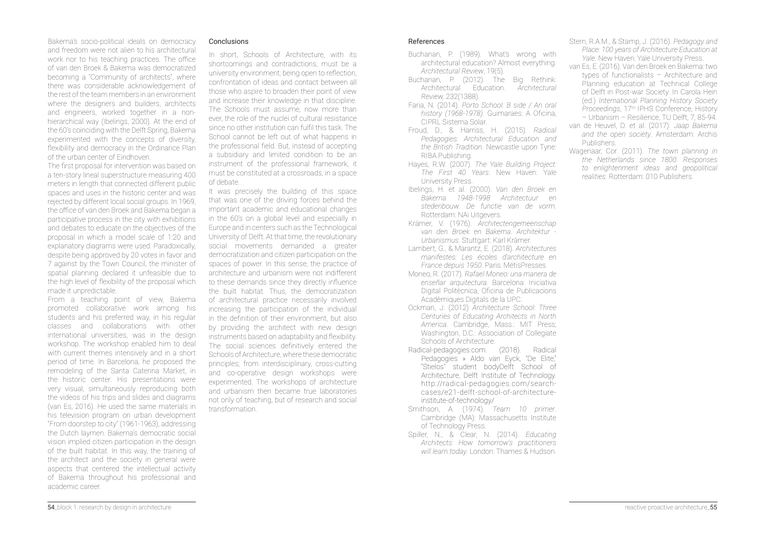Bakema's socio-political ideals on democracy and freedom were not alien to his architectural work nor to his teaching practices. The office of van den Broek & Bakema was democratized becoming a "Community of architects", where there was considerable acknowledgement of the rest of the team members in an environment where the designers and builders, architects and engineers, worked together in a non-hierarchical way (Ibelings, 2000). At the end of the 60's coinciding with the Delft Spring, Bakema experimented with the concepts of diversity, flexibility and democracy in the Ordinance Plan of the urban center of Eindhoven.

The first proposal for intervention was based on a ten-story lineal superstructure measuring 400 meters in length that connected different public spaces and uses in the historic center and was rejected by different local social groups. In 1969, the office of van den Broek and Bakema began a participative process in the city with exhibitions and debates to educate on the objectives of the proposal in which a model scale of 1:20 and explanatory diagrams were used. Paradoxically, despite being approved by 20 votes in favor and 7 against by the Town Council, the minister of spatial planning declared it unfeasible due to the high level of flexibility of the proposal which made it unpredictable.

From a teaching point of view, Bakema promoted collaborative work among his students and his preferred way, in his regular classes and collaborations with other international universities, was in the design workshop. The workshop enabled him to deal with current themes intensively and in a short period of time. In Barcelona, he proposed the remodeling of the Santa Caterina Market, in the historic center. His presentations were very visual, simultaneously reproducing both the videos of his trips and slides and diagrams (van Es, 2016). He used the same materials in his television program on urban development "From doorstep to city" (1961-1963), addressing the Dutch laymen. Bakema's democratic social vision implied citizen participation in the design of the built habitat. In this way, the training of the architect and the society in general were aspects that centered the intellectual activity of Bakema throughout his professional and academic career.

## Conclusions

In short, Schools of Architecture, with its shortcomings and contradictions, must be a university environment; being open to reflection, confrontation of ideas and contact between all those who aspire to broaden their point of view and increase their knowledge in that discipline. The Schools must assume, now more than ever, the role of the nuclei of cultural resistance since no other institution can fulfil this task. The School cannot be left out of what happens in the professional field. But, instead of accepting a subsidiary and limited condition to be an instrument of the professional framework, it must be constituted at a crossroads, in a space of debate.

It was precisely the building of this space that was one of the driving forces behind the important academic and educational changes in the 60's on a global level and especially in Europe and in centers such as the Technological University of Delft. At that time, the revolutionary social movements demanded a greater democratization and citizen participation on the spaces of power. In this sense, the practice of architecture and urbanism were not indifferent to these demands since they directly influence the built habitat. Thus, the democratization of architectural practice necessarily involved increasing the participation of the individual in the definition of their environment, but also by providing the architect with new design instruments based on adaptability and flexibility. The social sciences definitively entered the Schools of Architecture, where these democratic principles; from interdisciplinary, cross-cutting and co-operative design workshops were experimented. The workshops of architecture and urbanism then became true laboratories not only of teaching, but of research and social transformation.

## References

Buchanan, P. (1989). What's wrong with architectural education? Almost everything. *Architectural Review*, 19(5).

Buchanan, P. (2012). The Big Rethink: Architectural Education. *Architectural Review*, 232(1388).

Faria, N. (2014). *Porto School: B side / An oral history (1968-1978)*. Guimaraes: A Oficina, CIPRL Sistema Solar.

Froud, D., & Harriss, H. (2015). *Radical Pedagogies: Architectural Education and the British Tradition*. Newcastle upon Tyne: RIBA Publishing.

Hayes, R.W. (2007). *The Yale Building Project: The First 40 Years*. New Haven: Yale University Press.

Ibelings, H. et al. (2000). *Van den Broek en Bakema 1948-1998 Architectuur en stedenbouw. De functie van de vorm*. Rotterdam: NAi Uitgevers.

Krämer, V. (1976). *Architectengemeenschap van den Broek en Bakema. Architektur - Urbanismus*. Stuttgart: Karl Krämer.

Lambert, G., & Marantz, E. (2018). *Architectures manifestes: Les écoles d'architecture en France depuis 1950*. Paris: MétisPresses.

Moneo, R. (2017). *Rafael Moneo: una manera de enseñar arquitectura*. Barcelona: Iniciativa Digital Politècnica, Oficina de Publicacions Acadèmiques Digitals de la UPC.

Ockman, J. (2012) *Architecture School: Three Centuries of Educating Architects in North America*. Cambridge, Mass.: MIT Press; Washington, D.C.: Association of Collegiate Schools of Architecture.

Radical-pedagogies.com. (2018). Radical Pedagogies » Aldo van Eyck, "De Elite," "Stielos" student bodyDelft School of Architecture, Delft Institute of Technology. http://radical-pedagogies.com/search-cases/e21-delft-school-of-architecture-institute-of-technology/

Smithson, A. (1974). *Team 10 primer*. Cambridge (MA): Massachusetts Institute of Technology Press.

Spiller, N., & Clear, N. (2014). *Educating Architects: How tomorrow's practitioners will learn today*. London: Thames & Hudson.

Stern, R.A.M., & Stamp, J. (2016). *Pedagogy and Place: 100 years of Architecture Education at Yale*. New Haven: Yale University Press.

van Es, E. (2016). Van den Broek en Bakema: two types of functionalists – Architecture and Planning education at Technical College of Delft in Post-war Society. In Carola Hein (ed.) *International Planning History Society Proceedings*, 17th IPHS Conference, History – Urbanism – Resilience, TU Delft, 7, 85-94.

van de Heuvel, D. et al. (2017). *Jaap Bakema and the open society*. Amsterdam: Archis Publishers.

Wagenaar, Cor. (2011). *The town planning in the Netherlands since 1800. Responses to enlightenment ideas and geopolitical realities*. Rotterdam: 010 Publishers.